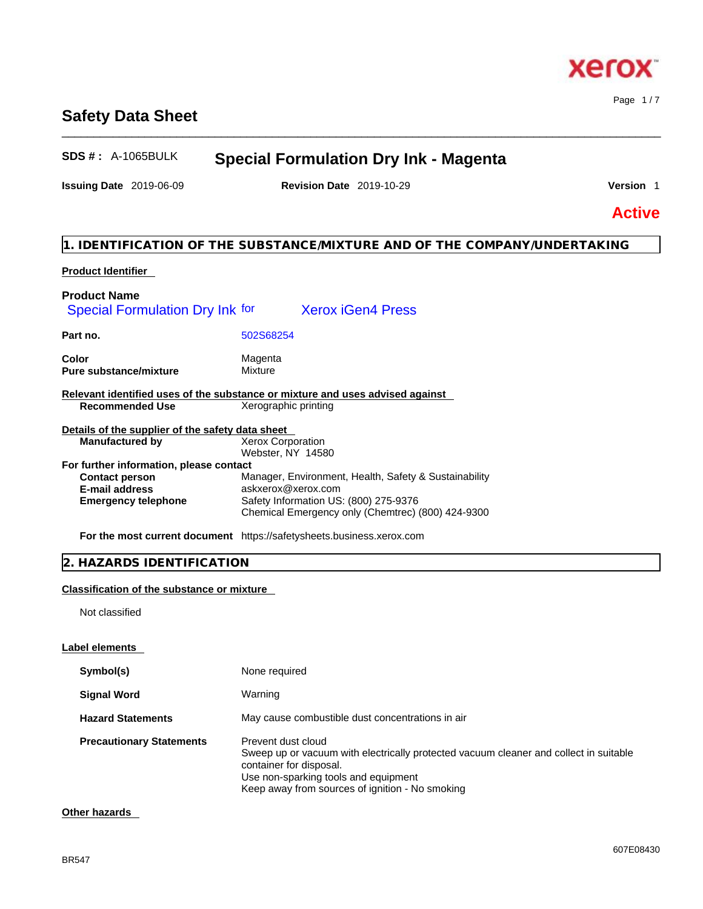# Safety Data Sheet

**SDS # :** A-1065BULK

## Special Formulation Dry Ink - Magenta

**Issuing Date** 2019-06-09 **Revision Date** 2019-10-29 **Version** 1

**Active**

## 1. IDENTIFICATION OF THE SUBSTANCE/MIXTURE AND OF THE COMPANY/UNDERTAKING

**Product Identifier**

**Product Name**
Special Formulation Dry Ink for Xerox iGen4 Press

| | |
|---|---|
| **Part no.** | 502S68254 |
| **Color** | Magenta |
| **Pure substance/mixture** | Mixture |

**Relevant identified uses of the substance or mixture and uses advised against**

| | |
|---|---|
| **Recommended Use** | Xerographic printing |

**Details of the supplier of the safety data sheet**

| | |
|---|---|
| **Manufactured by** | Xerox Corporation<br>Webster, NY 14580 |

**For further information, please contact**

| | |
|---|---|
| **Contact person** | Manager, Environment, Health, Safety & Sustainability |
| **E-mail address** | askxerox@xerox.com |
| **Emergency telephone** | Safety Information US: (800) 275-9376<br>Chemical Emergency only (Chemtrec) (800) 424-9300 |
| **For the most current document** | https://safetysheets.business.xerox.com |

## 2. HAZARDS IDENTIFICATION

**Classification of the substance or mixture**

Not classified

**Label elements**

| | |
|---|---|
| **Symbol(s)** | None required |
| **Signal Word** | Warning |
| **Hazard Statements** | May cause combustible dust concentrations in air |
| **Precautionary Statements** | Prevent dust cloud<br>Sweep up or vacuum with electrically protected vacuum cleaner and collect in suitable container for disposal.<br>Use non-sparking tools and equipment<br>Keep away from sources of ignition - No smoking |

**Other hazards**

607E08430

BR547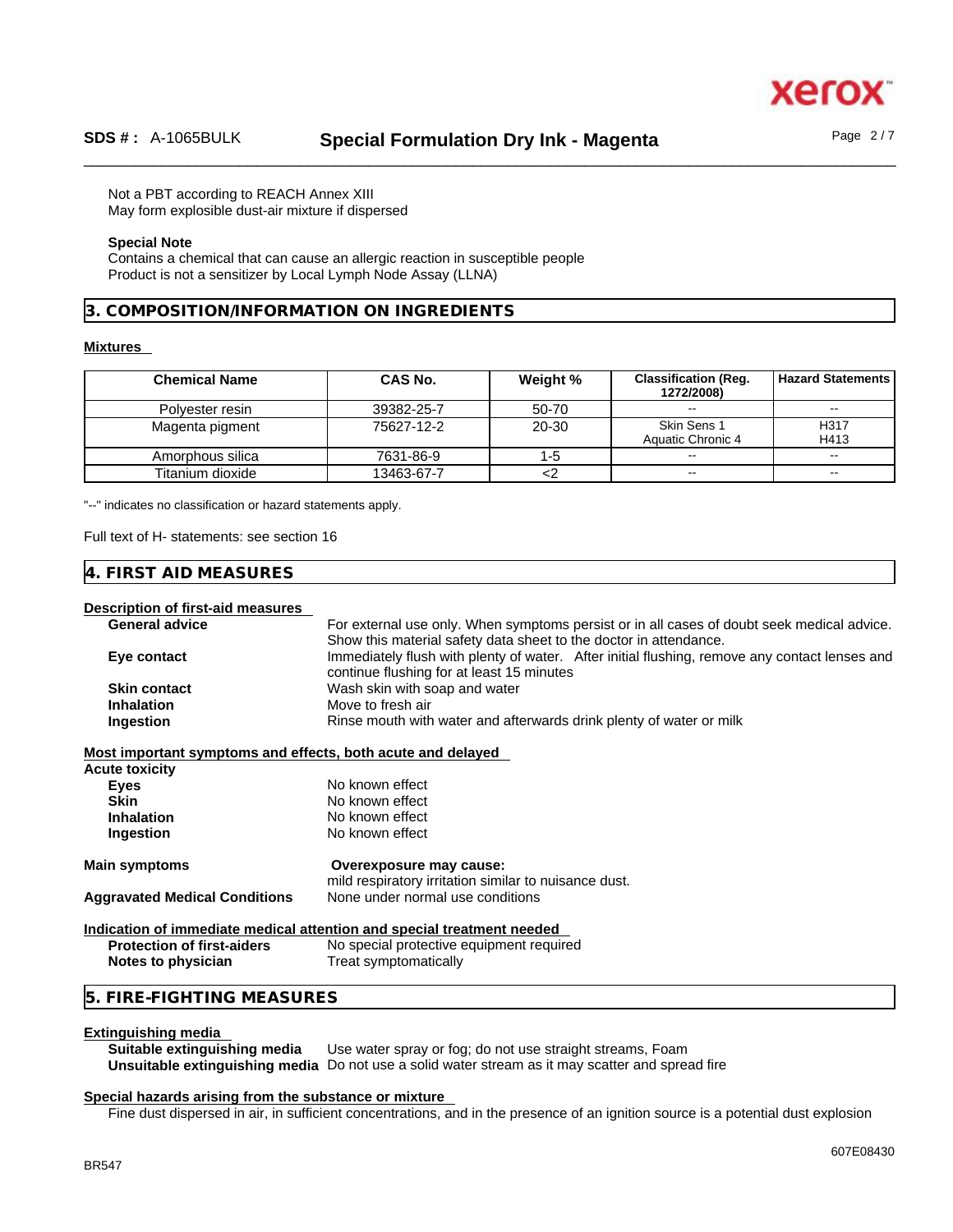Not a PBT according to REACH Annex XIII
May form explosible dust-air mixture if dispersed

**Special Note**
Contains a chemical that can cause an allergic reaction in susceptible people
Product is not a sensitizer by Local Lymph Node Assay (LLNA)

## 3. COMPOSITION/INFORMATION ON INGREDIENTS

**Mixtures**

| Chemical Name | CAS No. | Weight % | Classification (Reg. 1272/2008) | Hazard Statements |
|---|---|---|---|---|
| Polyester resin | 39382-25-7 | 50-70 | -- | -- |
| Magenta pigment | 75627-12-2 | 20-30 | Skin Sens 1<br>Aquatic Chronic 4 | H317<br>H413 |
| Amorphous silica | 7631-86-9 | 1-5 | -- | -- |
| Titanium dioxide | 13463-67-7 | <2 | -- | -- |

"--" indicates no classification or hazard statements apply.

Full text of H- statements: see section 16

## 4. FIRST AID MEASURES

**Description of first-aid measures**

**General advice** For external use only. When symptoms persist or in all cases of doubt seek medical advice. Show this material safety data sheet to the doctor in attendance.
**Eye contact** Immediately flush with plenty of water. After initial flushing, remove any contact lenses and continue flushing for at least 15 minutes
**Skin contact** Wash skin with soap and water
**Inhalation** Move to fresh air
**Ingestion** Rinse mouth with water and afterwards drink plenty of water or milk

**Most important symptoms and effects, both acute and delayed**

**Acute toxicity**
**Eyes** No known effect
**Skin** No known effect
**Inhalation** No known effect
**Ingestion** No known effect

**Main symptoms** **Overexposure may cause:**
mild respiratory irritation similar to nuisance dust.
**Aggravated Medical Conditions** None under normal use conditions

**Indication of immediate medical attention and special treatment needed**
**Protection of first-aiders** No special protective equipment required
**Notes to physician** Treat symptomatically

## 5. FIRE-FIGHTING MEASURES

**Extinguishing media**
**Suitable extinguishing media** Use water spray or fog; do not use straight streams, Foam
**Unsuitable extinguishing media** Do not use a solid water stream as it may scatter and spread fire

**Special hazards arising from the substance or mixture**
Fine dust dispersed in air, in sufficient concentrations, and in the presence of an ignition source is a potential dust explosion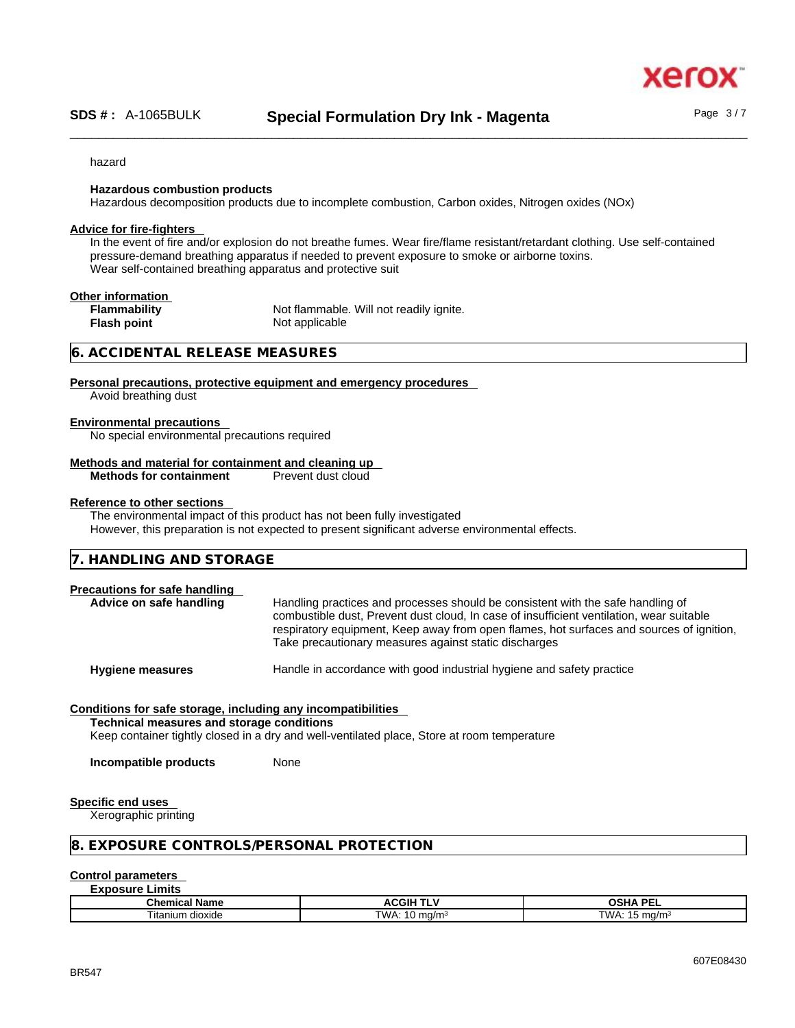hazard

**Hazardous combustion products**
Hazardous decomposition products due to incomplete combustion, Carbon oxides, Nitrogen oxides (NOx)

**Advice for fire-fighters**
In the event of fire and/or explosion do not breathe fumes. Wear fire/flame resistant/retardant clothing. Use self-contained pressure-demand breathing apparatus if needed to prevent exposure to smoke or airborne toxins.
Wear self-contained breathing apparatus and protective suit

**Other information**

**Flammability** Not flammable. Will not readily ignite.
**Flash point** Not applicable

## 6. ACCIDENTAL RELEASE MEASURES

**Personal precautions, protective equipment and emergency procedures**
Avoid breathing dust

**Environmental precautions**
No special environmental precautions required

**Methods and material for containment and cleaning up**
**Methods for containment** Prevent dust cloud

**Reference to other sections**
The environmental impact of this product has not been fully investigated
However, this preparation is not expected to present significant adverse environmental effects.

## 7. HANDLING AND STORAGE

**Precautions for safe handling**

**Advice on safe handling** Handling practices and processes should be consistent with the safe handling of combustible dust, Prevent dust cloud, In case of insufficient ventilation, wear suitable respiratory equipment, Keep away from open flames, hot surfaces and sources of ignition, Take precautionary measures against static discharges

**Hygiene measures** Handle in accordance with good industrial hygiene and safety practice

**Conditions for safe storage, including any incompatibilities**

**Technical measures and storage conditions**
Keep container tightly closed in a dry and well-ventilated place, Store at room temperature

**Incompatible products** None

**Specific end uses**
Xerographic printing

## 8. EXPOSURE CONTROLS/PERSONAL PROTECTION

**Control parameters**

**Exposure Limits**

| Chemical Name | ACGIH TLV | OSHA PEL |
|---|---|---|
| Titanium dioxide | TWA: 10 mg/m$^3$ | TWA: 15 mg/m$^3$ |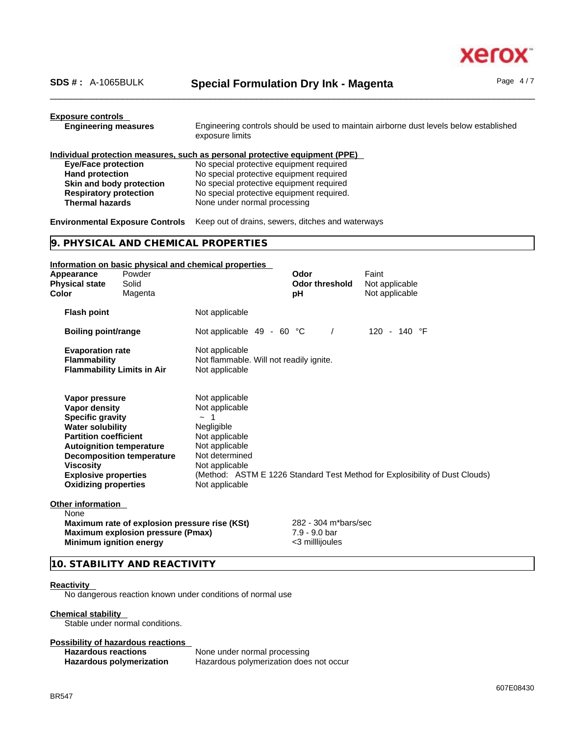**Exposure controls**

| | |
|---|---|
| **Engineering measures** | Engineering controls should be used to maintain airborne dust levels below established exposure limits |

**Individual protection measures, such as personal protective equipment (PPE)**

| | |
|---|---|
| **Eye/Face protection** | No special protective equipment required |
| **Hand protection** | No special protective equipment required |
| **Skin and body protection** | No special protective equipment required |
| **Respiratory protection** | No special protective equipment required. |
| **Thermal hazards** | None under normal processing |

**Environmental Exposure Controls** Keep out of drains, sewers, ditches and waterways

## 9. PHYSICAL AND CHEMICAL PROPERTIES

**Information on basic physical and chemical properties**

| | | | |
|---|---|---|---|
| **Appearance** | Powder | **Odor** | Faint |
| **Physical state** | Solid | **Odor threshold** | Not applicable |
| **Color** | Magenta | **pH** | Not applicable |

| | |
|---|---|
| **Flash point** | Not applicable |
| **Boiling point/range** | Not applicable 49 - 60 °C / 120 - 140 °F |
| **Evaporation rate** | Not applicable |
| **Flammability** | Not flammable. Will not readily ignite. |
| **Flammability Limits in Air** | Not applicable |
| **Vapor pressure** | Not applicable |
| **Vapor density** | Not applicable |
| **Specific gravity** | ~ 1 |
| **Water solubility** | Negligible |
| **Partition coefficient** | Not applicable |
| **Autoignition temperature** | Not applicable |
| **Decomposition temperature** | Not determined |
| **Viscosity** | Not applicable |
| **Explosive properties** | (Method: ASTM E 1226 Standard Test Method for Explosibility of Dust Clouds) |
| **Oxidizing properties** | Not applicable |

**Other information**

None

| | |
|---|---|
| **Maximum rate of explosion pressure rise (KSt)** | 282 - 304 m*bars/sec |
| **Maximum explosion pressure (Pmax)** | 7.9 - 9.0 bar |
| **Minimum ignition energy** | <3 milllijoules |

## 10. STABILITY AND REACTIVITY

**Reactivity**

No dangerous reaction known under conditions of normal use

**Chemical stability**

Stable under normal conditions.

**Possibility of hazardous reactions**

| | |
|---|---|
| **Hazardous reactions** | None under normal processing |
| **Hazardous polymerization** | Hazardous polymerization does not occur |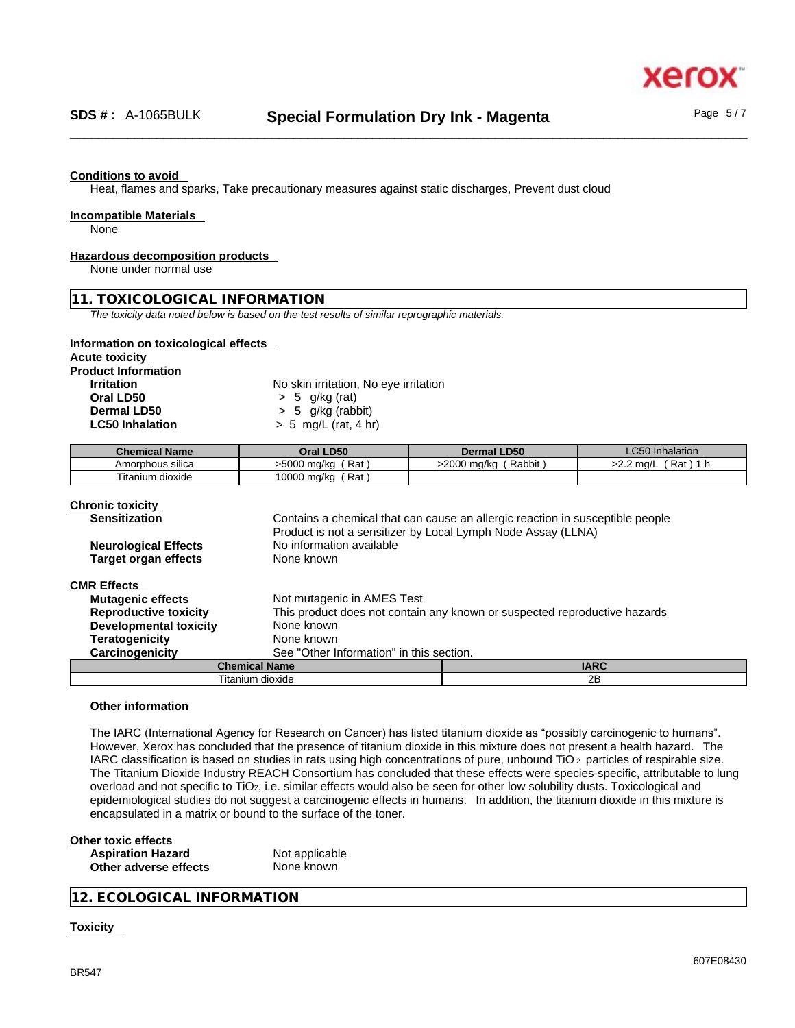**Conditions to avoid**

Heat, flames and sparks, Take precautionary measures against static discharges, Prevent dust cloud

**Incompatible Materials**

None

**Hazardous decomposition products**

None under normal use

## 11. TOXICOLOGICAL INFORMATION

*The toxicity data noted below is based on the test results of similar reprographic materials.*

**Information on toxicological effects**

**Acute toxicity**

**Product Information**

| | |
|---|---|
| **Irritation** | No skin irritation, No eye irritation |
| **Oral LD50** | > 5 g/kg (rat) |
| **Dermal LD50** | > 5 g/kg (rabbit) |
| **LC50 Inhalation** | > 5 mg/L (rat, 4 hr) |

| Chemical Name | Oral LD50 | Dermal LD50 | LC50 Inhalation |
|---|---|---|---|
| Amorphous silica | >5000 mg/kg ( Rat ) | >2000 mg/kg ( Rabbit ) | >2.2 mg/L ( Rat ) 1 h |
| Titanium dioxide | 10000 mg/kg ( Rat ) | | |

**Chronic toxicity**

| | |
|---|---|
| **Sensitization** | Contains a chemical that can cause an allergic reaction in susceptible people<br>Product is not a sensitizer by Local Lymph Node Assay (LLNA) |
| **Neurological Effects** | No information available |
| **Target organ effects** | None known |

**CMR Effects**

| | |
|---|---|
| **Mutagenic effects** | Not mutagenic in AMES Test |
| **Reproductive toxicity** | This product does not contain any known or suspected reproductive hazards |
| **Developmental toxicity** | None known |
| **Teratogenicity** | None known |
| **Carcinogenicity** | See "Other Information" in this section. |

| Chemical Name | IARC |
|---|---|
| Titanium dioxide | 2B |

**Other information**

The IARC (International Agency for Research on Cancer) has listed titanium dioxide as "possibly carcinogenic to humans". However, Xerox has concluded that the presence of titanium dioxide in this mixture does not present a health hazard. The IARC classification is based on studies in rats using high concentrations of pure, unbound $TiO_2$ particles of respirable size. The Titanium Dioxide Industry REACH Consortium has concluded that these effects were species-specific, attributable to lung overload and not specific to $TiO_2$, i.e. similar effects would also be seen for other low solubility dusts. Toxicological and epidemiological studies do not suggest a carcinogenic effects in humans. In addition, the titanium dioxide in this mixture is encapsulated in a matrix or bound to the surface of the toner.

**Other toxic effects**

| | |
|---|---|
| **Aspiration Hazard** | Not applicable |
| **Other adverse effects** | None known |

## 12. ECOLOGICAL INFORMATION

**Toxicity**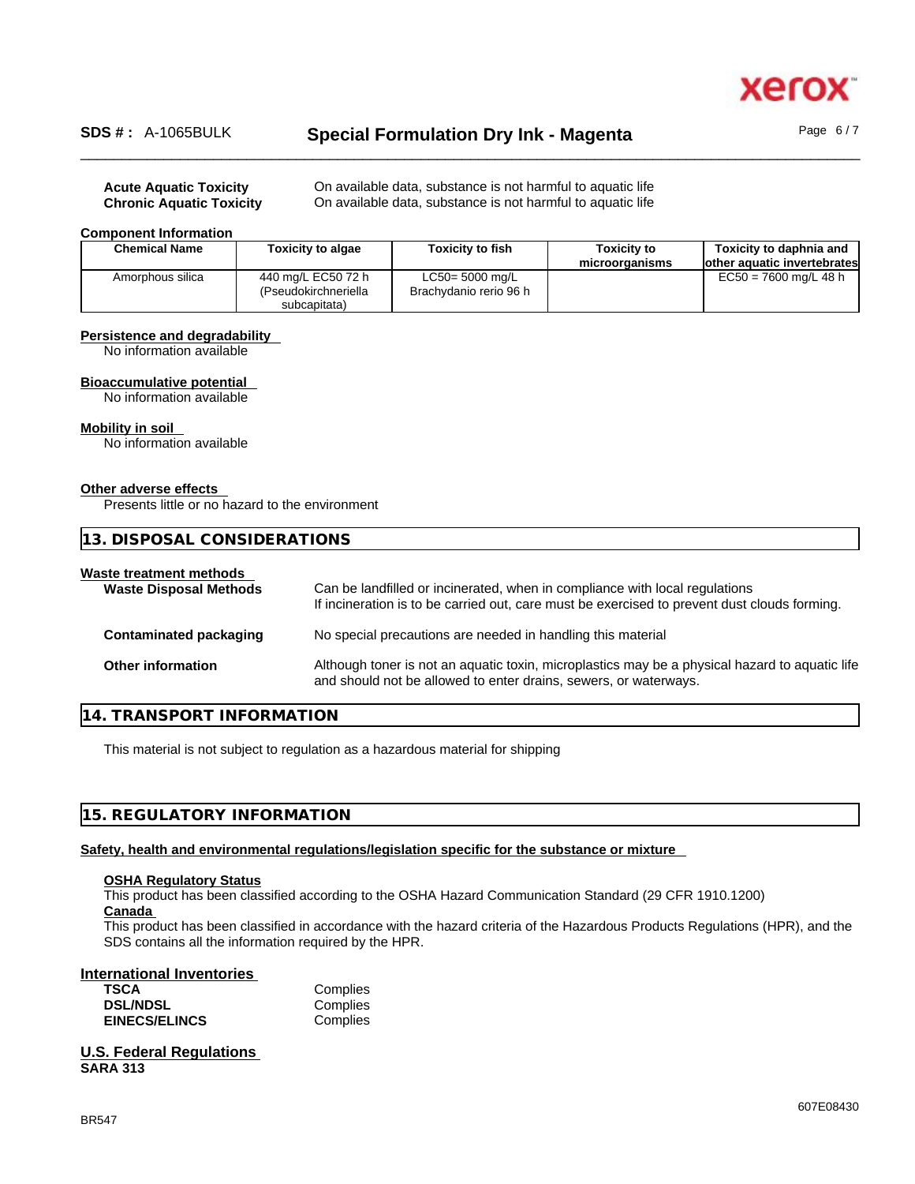**Acute Aquatic Toxicity** On available data, substance is not harmful to aquatic life
**Chronic Aquatic Toxicity** On available data, substance is not harmful to aquatic life

**Component Information**

| Chemical Name | Toxicity to algae | Toxicity to fish | Toxicity to microorganisms | Toxicity to daphnia and other aquatic invertebrates |
|---|---|---|---|---|
| Amorphous silica | 440 mg/L EC50 72 h (Pseudokirchneriella subcapitata) | LC50= 5000 mg/L Brachydanio rerio 96 h | | EC50 = 7600 mg/L 48 h |

**Persistence and degradability**
No information available

**Bioaccumulative potential**
No information available

**Mobility in soil**
No information available

**Other adverse effects**
Presents little or no hazard to the environment

## 13. DISPOSAL CONSIDERATIONS

**Waste treatment methods**

**Waste Disposal Methods** Can be landfilled or incinerated, when in compliance with local regulations. If incineration is to be carried out, care must be exercised to prevent dust clouds forming.

**Contaminated packaging** No special precautions are needed in handling this material

**Other information** Although toner is not an aquatic toxin, microplastics may be a physical hazard to aquatic life and should not be allowed to enter drains, sewers, or waterways.

## 14. TRANSPORT INFORMATION

This material is not subject to regulation as a hazardous material for shipping

## 15. REGULATORY INFORMATION

**Safety, health and environmental regulations/legislation specific for the substance or mixture**

**OSHA Regulatory Status**
This product has been classified according to the OSHA Hazard Communication Standard (29 CFR 1910.1200)
**Canada**
This product has been classified in accordance with the hazard criteria of the Hazardous Products Regulations (HPR), and the SDS contains all the information required by the HPR.

**International Inventories**

| | |
|---|---|
| **TSCA** | Complies |
| **DSL/NDSL** | Complies |
| **EINECS/ELINCS** | Complies |

**U.S. Federal Regulations**
**SARA 313**

607E08430

BR547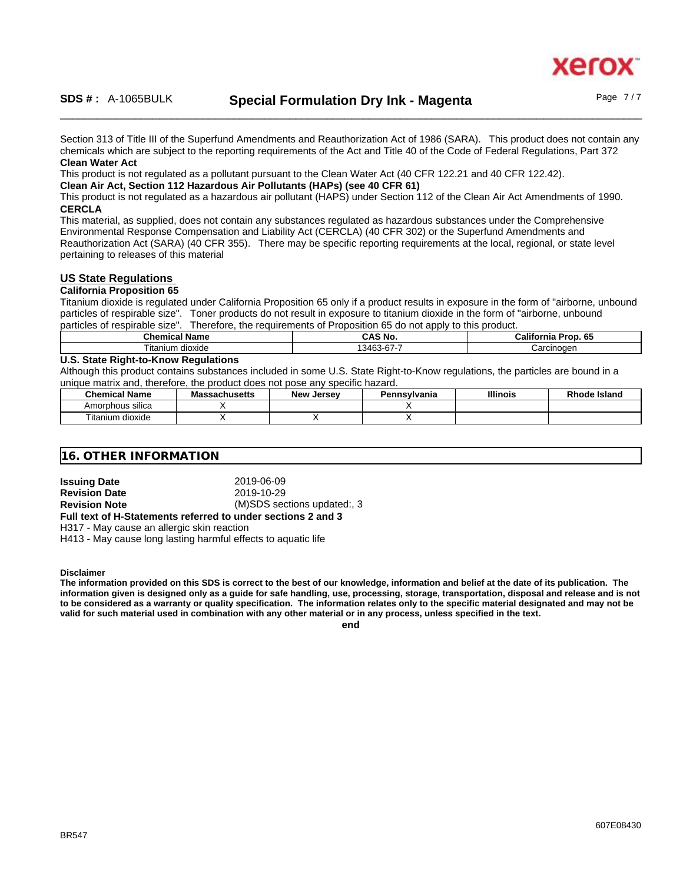Section 313 of Title III of the Superfund Amendments and Reauthorization Act of 1986 (SARA). This product does not contain any chemicals which are subject to the reporting requirements of the Act and Title 40 of the Code of Federal Regulations, Part 372

**Clean Water Act**

This product is not regulated as a pollutant pursuant to the Clean Water Act (40 CFR 122.21 and 40 CFR 122.42).

**Clean Air Act, Section 112 Hazardous Air Pollutants (HAPs) (see 40 CFR 61)**

This product is not regulated as a hazardous air pollutant (HAPS) under Section 112 of the Clean Air Act Amendments of 1990.

**CERCLA**

This material, as supplied, does not contain any substances regulated as hazardous substances under the Comprehensive Environmental Response Compensation and Liability Act (CERCLA) (40 CFR 302) or the Superfund Amendments and Reauthorization Act (SARA) (40 CFR 355). There may be specific reporting requirements at the local, regional, or state level pertaining to releases of this material

## US State Regulations

**California Proposition 65**

Titanium dioxide is regulated under California Proposition 65 only if a product results in exposure in the form of "airborne, unbound particles of respirable size". Toner products do not result in exposure to titanium dioxide in the form of "airborne, unbound particles of respirable size". Therefore, the requirements of Proposition 65 do not apply to this product.

| Chemical Name | CAS No. | California Prop. 65 |
|---|---|---|
| Titanium dioxide | 13463-67-7 | Carcinogen |

**U.S. State Right-to-Know Regulations**

Although this product contains substances included in some U.S. State Right-to-Know regulations, the particles are bound in a unique matrix and, therefore, the product does not pose any specific hazard.

| Chemical Name | Massachusetts | New Jersey | Pennsylvania | Illinois | Rhode Island |
|---|---|---|---|---|---|
| Amorphous silica | X | | X | | |
| Titanium dioxide | X | X | X | | |

## 16. OTHER INFORMATION

**Issuing Date** 2019-06-09
**Revision Date** 2019-10-29
**Revision Note** (M)SDS sections updated:, 3

**Full text of H-Statements referred to under sections 2 and 3**

H317 - May cause an allergic skin reaction
H413 - May cause long lasting harmful effects to aquatic life

**Disclaimer**

**The information provided on this SDS is correct to the best of our knowledge, information and belief at the date of its publication. The information given is designed only as a guide for safe handling, use, processing, storage, transportation, disposal and release and is not to be considered as a warranty or quality specification. The information relates only to the specific material designated and may not be valid for such material used in combination with any other material or in any process, unless specified in the text.**

**end**